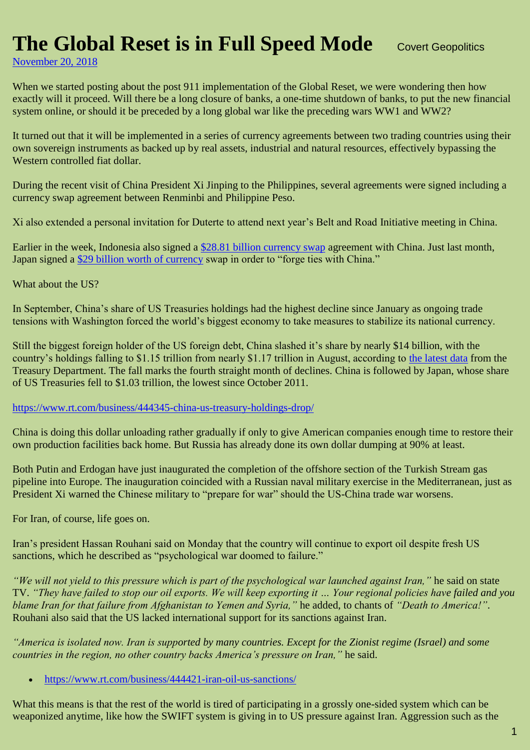# The Global Reset is in Full Speed Mode

Covert Geopolitics

[November 20, 2018]

When we started posting about the post 911 implementation of the Global Reset, we were wondering then how exactly will it proceed. Will there be a long closure of banks, a one-time shutdown of banks, to put the new financial system online, or should it be preceded by a long global war like the preceding wars WW1 and WW2?

It turned out that it will be implemented in a series of currency agreements between two trading countries using their own sovereign instruments as backed up by real assets, industrial and natural resources, effectively bypassing the Western controlled fiat dollar.

During the recent visit of China President Xi Jinping to the Philippines, several agreements were signed including a currency swap agreement between Renminbi and Philippine Peso.

Xi also extended a personal invitation for Duterte to attend next year's Belt and Road Initiative meeting in China.

Earlier in the week, Indonesia also signed a [$28.81 billion currency swap] agreement with China. Just last month, Japan signed a [$29 billion worth of currency] swap in order to "forge ties with China."

What about the US?

In September, China's share of US Treasuries holdings had the highest decline since January as ongoing trade tensions with Washington forced the world's biggest economy to take measures to stabilize its national currency.

Still the biggest foreign holder of the US foreign debt, China slashed it's share by nearly $14 billion, with the country's holdings falling to $1.15 trillion from nearly $1.17 trillion in August, according to [the latest data] from the Treasury Department. The fall marks the fourth straight month of declines. China is followed by Japan, whose share of US Treasuries fell to $1.03 trillion, the lowest since October 2011.

https://www.rt.com/business/444345-china-us-treasury-holdings-drop/

China is doing this dollar unloading rather gradually if only to give American companies enough time to restore their own production facilities back home. But Russia has already done its own dollar dumping at 90% at least.

Both Putin and Erdogan have just inaugurated the completion of the offshore section of the Turkish Stream gas pipeline into Europe. The inauguration coincided with a Russian naval military exercise in the Mediterranean, just as President Xi warned the Chinese military to "prepare for war" should the US-China trade war worsens.

For Iran, of course, life goes on.

Iran's president Hassan Rouhani said on Monday that the country will continue to export oil despite fresh US sanctions, which he described as "psychological war doomed to failure."

*"We will not yield to this pressure which is part of the psychological war launched against Iran,"* he said on state TV. *"They have failed to stop our oil exports. We will keep exporting it … Your regional policies have failed and you blame Iran for that failure from Afghanistan to Yemen and Syria,"* he added, to chants of *"Death to America!"*. Rouhani also said that the US lacked international support for its sanctions against Iran.

*"America is isolated now. Iran is supported by many countries. Except for the Zionist regime (Israel) and some countries in the region, no other country backs America's pressure on Iran,"* he said.

- https://www.rt.com/business/444421-iran-oil-us-sanctions/

What this means is that the rest of the world is tired of participating in a grossly one-sided system which can be weaponized anytime, like how the SWIFT system is giving in to US pressure against Iran. Aggression such as the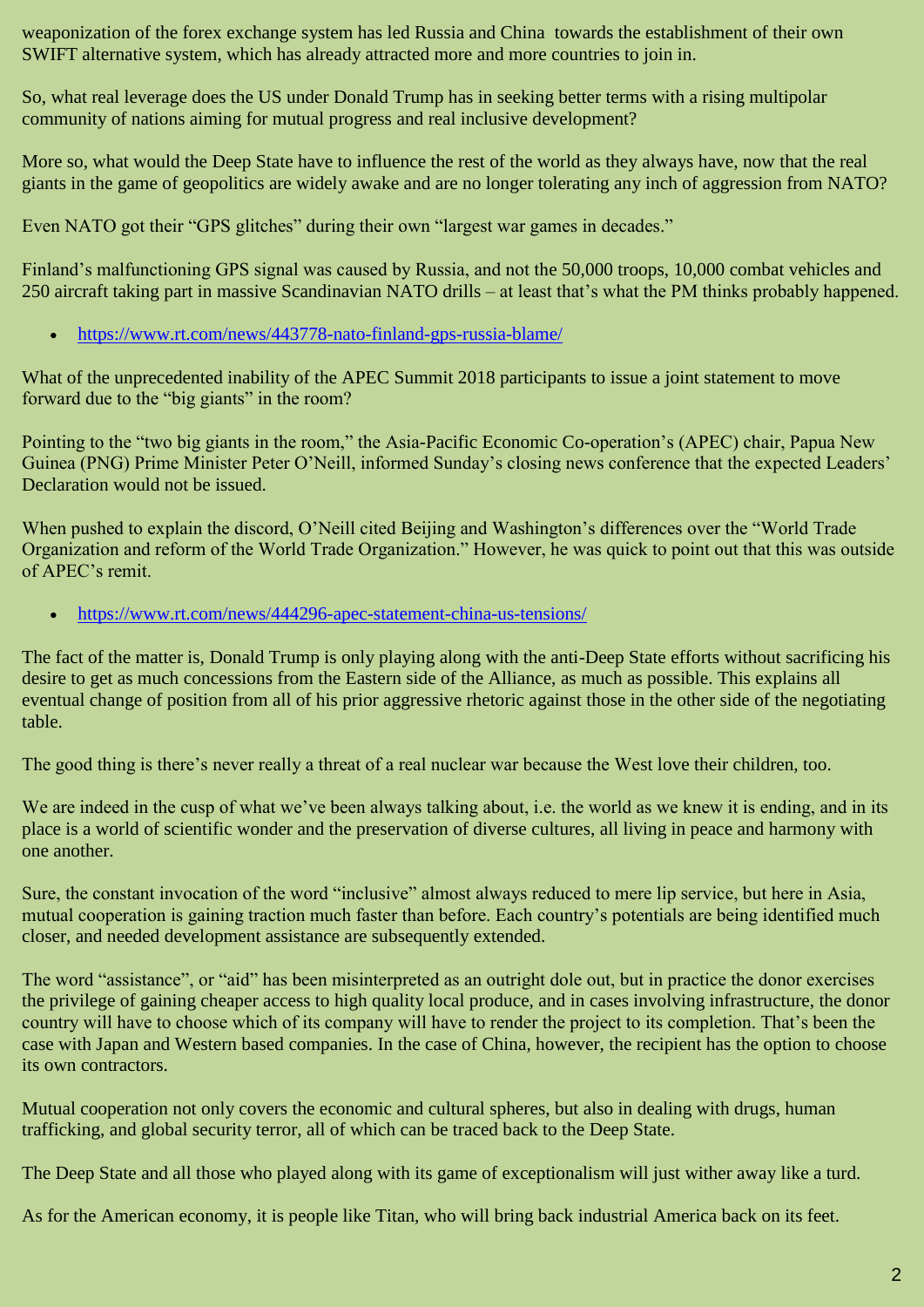weaponization of the forex exchange system has led Russia and China towards the establishment of their own SWIFT alternative system, which has already attracted more and more countries to join in.

So, what real leverage does the US under Donald Trump has in seeking better terms with a rising multipolar community of nations aiming for mutual progress and real inclusive development?

More so, what would the Deep State have to influence the rest of the world as they always have, now that the real giants in the game of geopolitics are widely awake and are no longer tolerating any inch of aggression from NATO?

Even NATO got their "GPS glitches" during their own "largest war games in decades."

Finland's malfunctioning GPS signal was caused by Russia, and not the 50,000 troops, 10,000 combat vehicles and 250 aircraft taking part in massive Scandinavian NATO drills – at least that's what the PM thinks probably happened.

- https://www.rt.com/news/443778-nato-finland-gps-russia-blame/

What of the unprecedented inability of the APEC Summit 2018 participants to issue a joint statement to move forward due to the "big giants" in the room?

Pointing to the "two big giants in the room," the Asia-Pacific Economic Co-operation's (APEC) chair, Papua New Guinea (PNG) Prime Minister Peter O'Neill, informed Sunday's closing news conference that the expected Leaders' Declaration would not be issued.

When pushed to explain the discord, O'Neill cited Beijing and Washington's differences over the "World Trade Organization and reform of the World Trade Organization." However, he was quick to point out that this was outside of APEC's remit.

- https://www.rt.com/news/444296-apec-statement-china-us-tensions/

The fact of the matter is, Donald Trump is only playing along with the anti-Deep State efforts without sacrificing his desire to get as much concessions from the Eastern side of the Alliance, as much as possible. This explains all eventual change of position from all of his prior aggressive rhetoric against those in the other side of the negotiating table.

The good thing is there's never really a threat of a real nuclear war because the West love their children, too.

We are indeed in the cusp of what we've been always talking about, i.e. the world as we knew it is ending, and in its place is a world of scientific wonder and the preservation of diverse cultures, all living in peace and harmony with one another.

Sure, the constant invocation of the word "inclusive" almost always reduced to mere lip service, but here in Asia, mutual cooperation is gaining traction much faster than before. Each country's potentials are being identified much closer, and needed development assistance are subsequently extended.

The word "assistance", or "aid" has been misinterpreted as an outright dole out, but in practice the donor exercises the privilege of gaining cheaper access to high quality local produce, and in cases involving infrastructure, the donor country will have to choose which of its company will have to render the project to its completion. That's been the case with Japan and Western based companies. In the case of China, however, the recipient has the option to choose its own contractors.

Mutual cooperation not only covers the economic and cultural spheres, but also in dealing with drugs, human trafficking, and global security terror, all of which can be traced back to the Deep State.

The Deep State and all those who played along with its game of exceptionalism will just wither away like a turd.

As for the American economy, it is people like Titan, who will bring back industrial America back on its feet.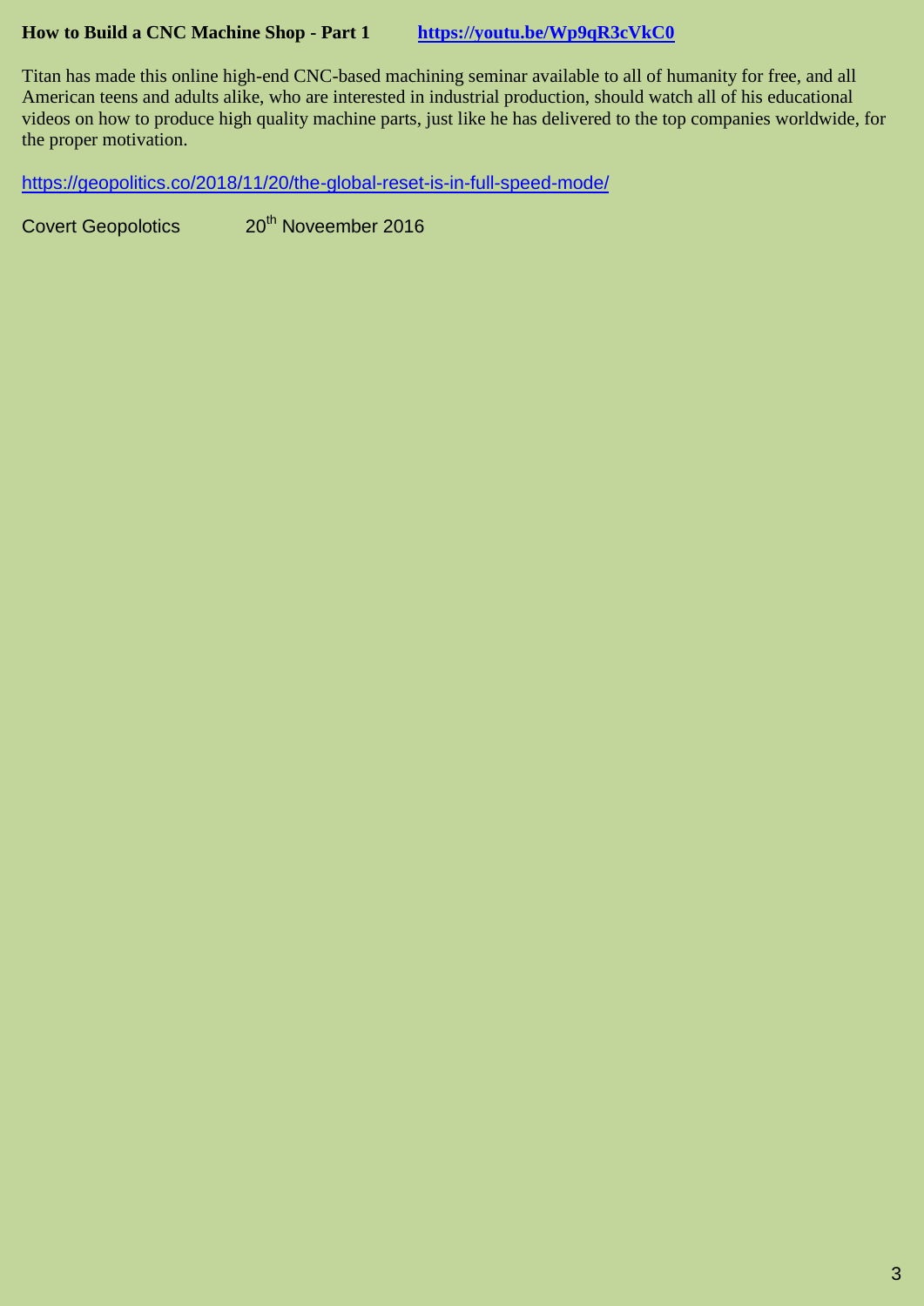**How to Build a CNC Machine Shop - Part 1** **https://youtu.be/Wp9qR3cVkC0**

Titan has made this online high-end CNC-based machining seminar available to all of humanity for free, and all American teens and adults alike, who are interested in industrial production, should watch all of his educational videos on how to produce high quality machine parts, just like he has delivered to the top companies worldwide, for the proper motivation.

https://geopolitics.co/2018/11/20/the-global-reset-is-in-full-speed-mode/

Covert Geopolotics 20th Noveember 2016